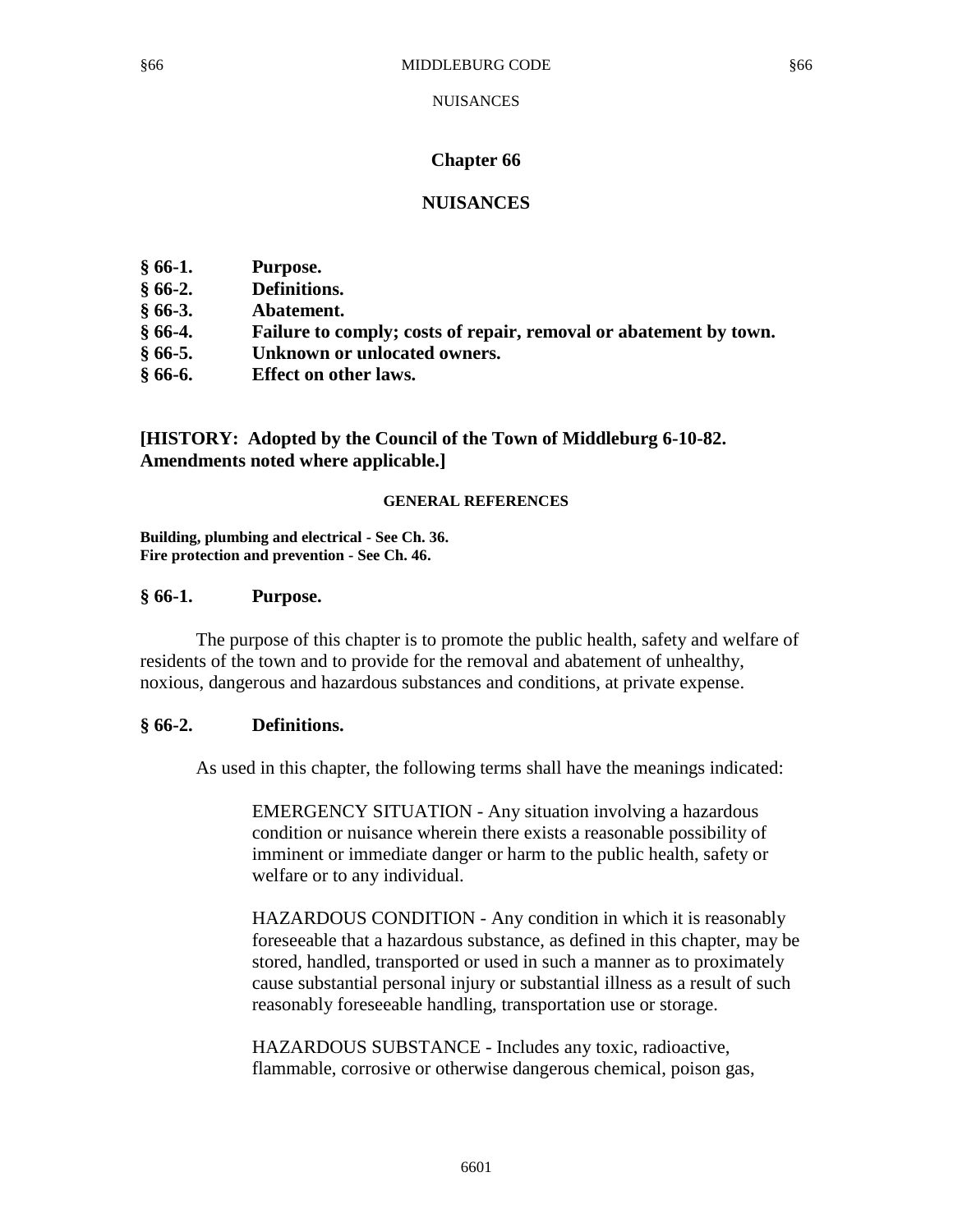# Chapter 66

# NUISANCES

**§ 66-1. Purpose.**
**§ 66-2. Definitions.**
**§ 66-3. Abatement.**
**§ 66-4. Failure to comply; costs of repair, removal or abatement by town.**
**§ 66-5. Unknown or unlocated owners.**
**§ 66-6. Effect on other laws.**

**[HISTORY: Adopted by the Council of the Town of Middleburg 6-10-82. Amendments noted where applicable.]**

**GENERAL REFERENCES**

**Building, plumbing and electrical - See Ch. 36.**
**Fire protection and prevention - See Ch. 46.**

## § 66-1. Purpose.

The purpose of this chapter is to promote the public health, safety and welfare of residents of the town and to provide for the removal and abatement of unhealthy, noxious, dangerous and hazardous substances and conditions, at private expense.

## § 66-2. Definitions.

As used in this chapter, the following terms shall have the meanings indicated:

EMERGENCY SITUATION - Any situation involving a hazardous condition or nuisance wherein there exists a reasonable possibility of imminent or immediate danger or harm to the public health, safety or welfare or to any individual.

HAZARDOUS CONDITION - Any condition in which it is reasonably foreseeable that a hazardous substance, as defined in this chapter, may be stored, handled, transported or used in such a manner as to proximately cause substantial personal injury or substantial illness as a result of such reasonably foreseeable handling, transportation use or storage.

HAZARDOUS SUBSTANCE - Includes any toxic, radioactive, flammable, corrosive or otherwise dangerous chemical, poison gas,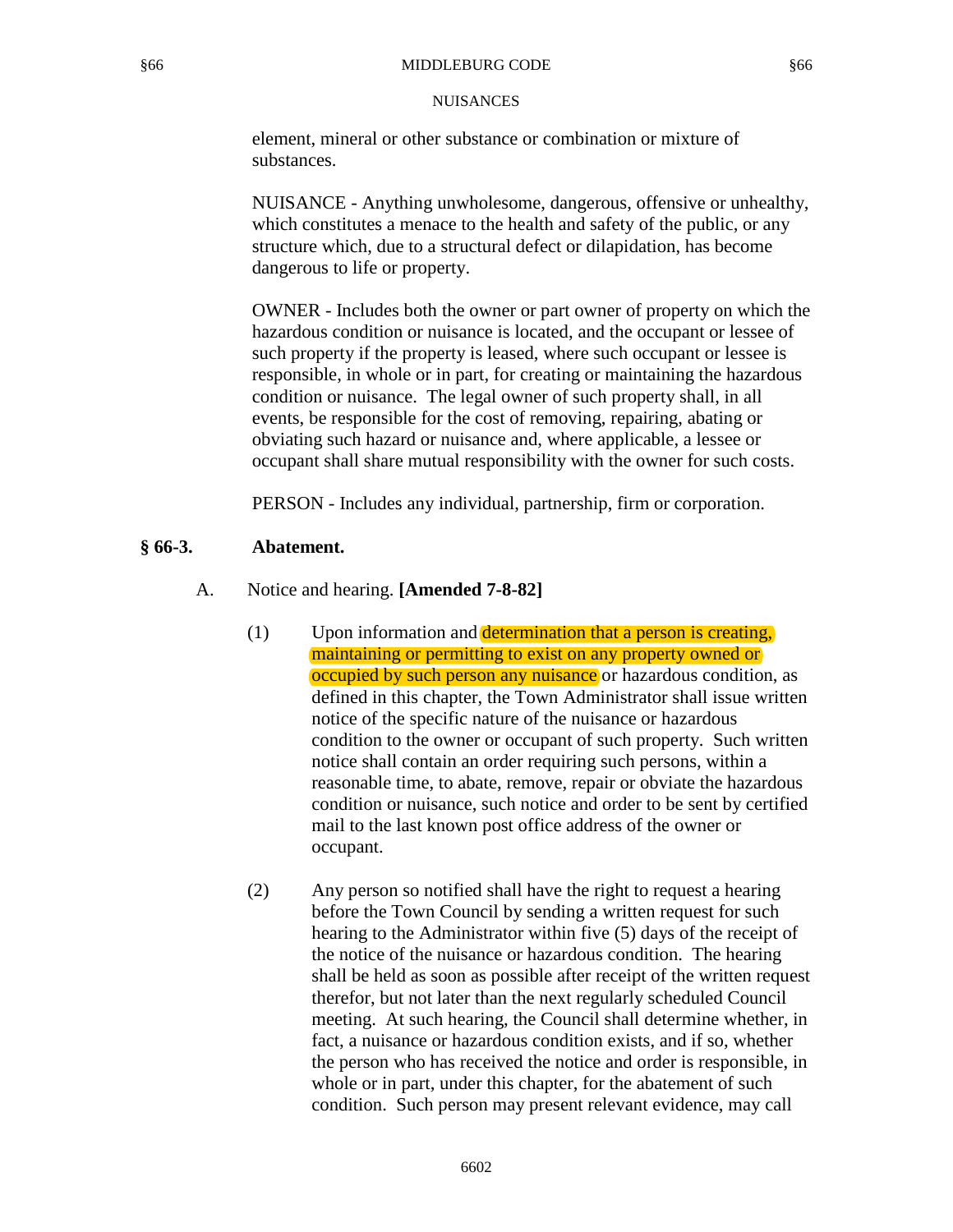element, mineral or other substance or combination or mixture of substances.

NUISANCE - Anything unwholesome, dangerous, offensive or unhealthy, which constitutes a menace to the health and safety of the public, or any structure which, due to a structural defect or dilapidation, has become dangerous to life or property.

OWNER - Includes both the owner or part owner of property on which the hazardous condition or nuisance is located, and the occupant or lessee of such property if the property is leased, where such occupant or lessee is responsible, in whole or in part, for creating or maintaining the hazardous condition or nuisance. The legal owner of such property shall, in all events, be responsible for the cost of removing, repairing, abating or obviating such hazard or nuisance and, where applicable, a lessee or occupant shall share mutual responsibility with the owner for such costs.

PERSON - Includes any individual, partnership, firm or corporation.

### § 66-3. Abatement.

A. Notice and hearing. **[Amended 7-8-82]**

(1) Upon information and determination that a person is creating, maintaining or permitting to exist on any property owned or occupied by such person any nuisance or hazardous condition, as defined in this chapter, the Town Administrator shall issue written notice of the specific nature of the nuisance or hazardous condition to the owner or occupant of such property. Such written notice shall contain an order requiring such persons, within a reasonable time, to abate, remove, repair or obviate the hazardous condition or nuisance, such notice and order to be sent by certified mail to the last known post office address of the owner or occupant.

(2) Any person so notified shall have the right to request a hearing before the Town Council by sending a written request for such hearing to the Administrator within five (5) days of the receipt of the notice of the nuisance or hazardous condition. The hearing shall be held as soon as possible after receipt of the written request therefor, but not later than the next regularly scheduled Council meeting. At such hearing, the Council shall determine whether, in fact, a nuisance or hazardous condition exists, and if so, whether the person who has received the notice and order is responsible, in whole or in part, under this chapter, for the abatement of such condition. Such person may present relevant evidence, may call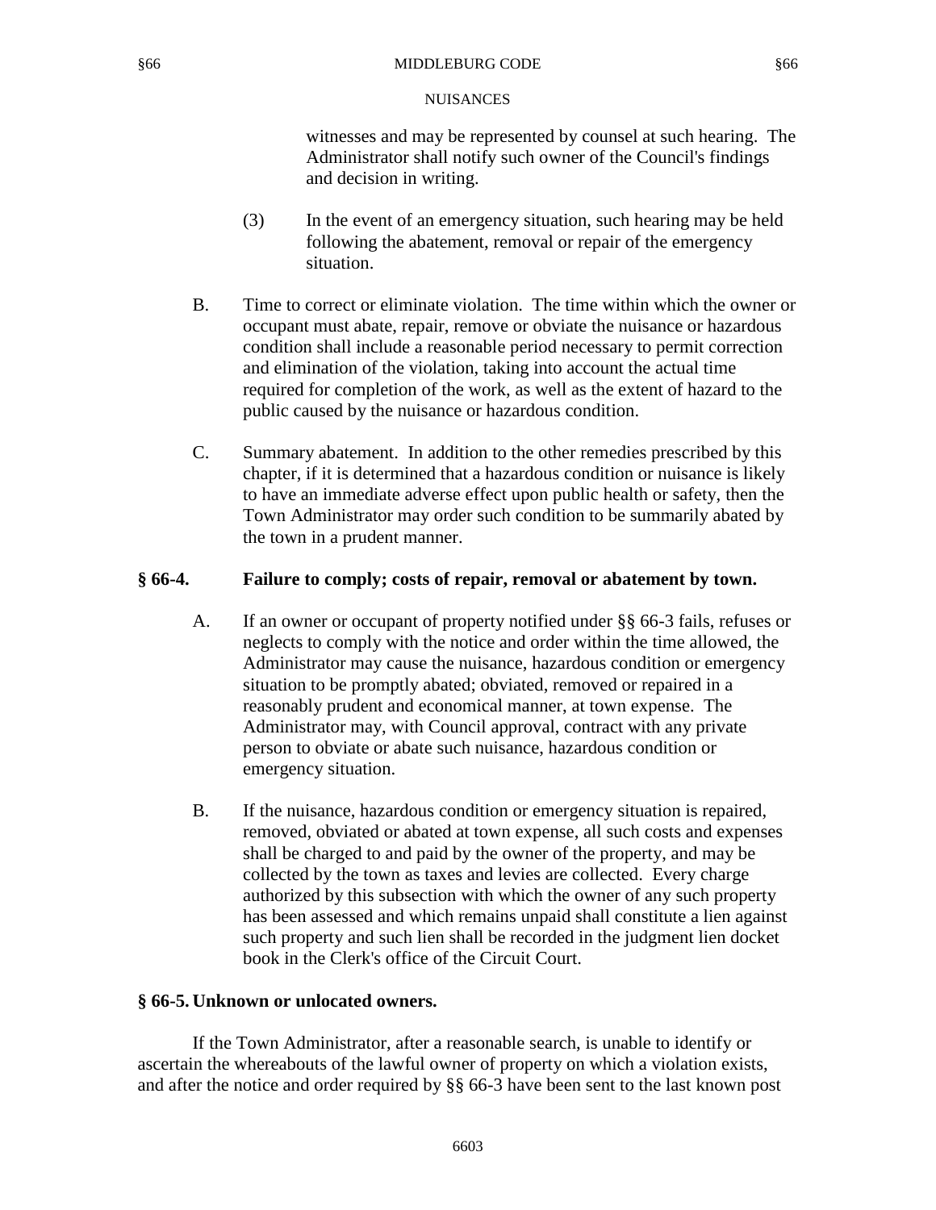witnesses and may be represented by counsel at such hearing. The Administrator shall notify such owner of the Council's findings and decision in writing.

(3) In the event of an emergency situation, such hearing may be held following the abatement, removal or repair of the emergency situation.

B. Time to correct or eliminate violation. The time within which the owner or occupant must abate, repair, remove or obviate the nuisance or hazardous condition shall include a reasonable period necessary to permit correction and elimination of the violation, taking into account the actual time required for completion of the work, as well as the extent of hazard to the public caused by the nuisance or hazardous condition.

C. Summary abatement. In addition to the other remedies prescribed by this chapter, if it is determined that a hazardous condition or nuisance is likely to have an immediate adverse effect upon public health or safety, then the Town Administrator may order such condition to be summarily abated by the town in a prudent manner.

### § 66-4. Failure to comply; costs of repair, removal or abatement by town.

A. If an owner or occupant of property notified under §§ 66-3 fails, refuses or neglects to comply with the notice and order within the time allowed, the Administrator may cause the nuisance, hazardous condition or emergency situation to be promptly abated; obviated, removed or repaired in a reasonably prudent and economical manner, at town expense. The Administrator may, with Council approval, contract with any private person to obviate or abate such nuisance, hazardous condition or emergency situation.

B. If the nuisance, hazardous condition or emergency situation is repaired, removed, obviated or abated at town expense, all such costs and expenses shall be charged to and paid by the owner of the property, and may be collected by the town as taxes and levies are collected. Every charge authorized by this subsection with which the owner of any such property has been assessed and which remains unpaid shall constitute a lien against such property and such lien shall be recorded in the judgment lien docket book in the Clerk's office of the Circuit Court.

### § 66-5. Unknown or unlocated owners.

If the Town Administrator, after a reasonable search, is unable to identify or ascertain the whereabouts of the lawful owner of property on which a violation exists, and after the notice and order required by §§ 66-3 have been sent to the last known post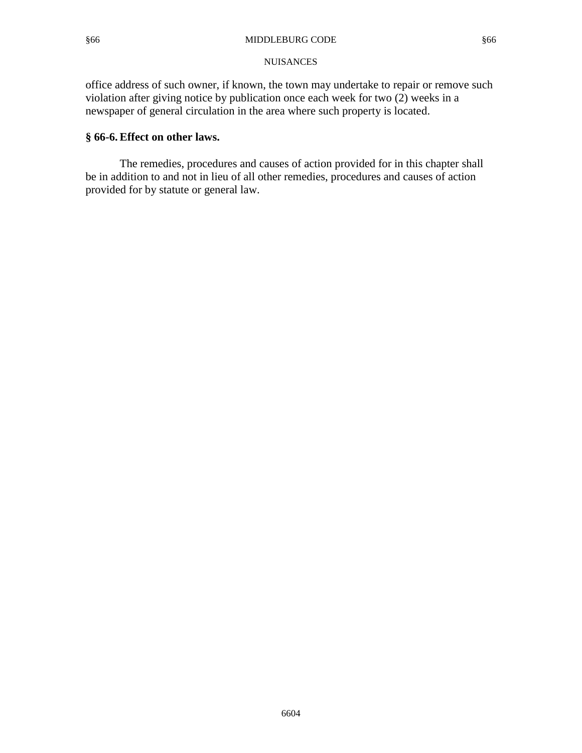office address of such owner, if known, the town may undertake to repair or remove such violation after giving notice by publication once each week for two (2) weeks in a newspaper of general circulation in the area where such property is located.

### § 66-6. Effect on other laws.

The remedies, procedures and causes of action provided for in this chapter shall be in addition to and not in lieu of all other remedies, procedures and causes of action provided for by statute or general law.